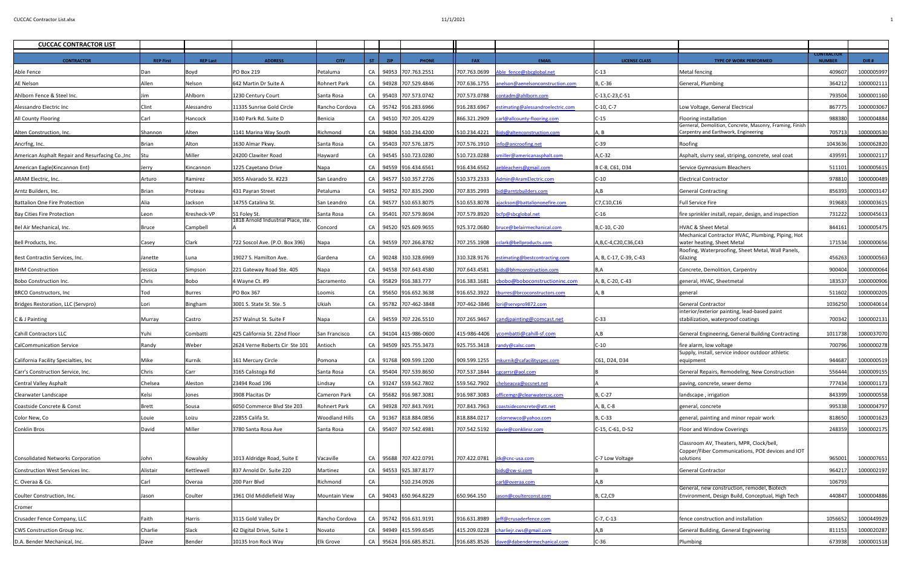## CUCCAC CONTRACTOR LIST

| CONTRACTOR | REP First | REP Last | ADDRESS | CITY | ST | ZIP | PHONE | FAX | EMAIL | LICENSE CLASS | TYPE OF WORK PERFORMED | CONTRACTOR NUMBER | DIR # |
|---|---|---|---|---|---|---|---|---|---|---|---|---|---|
| Able Fence | Dan | Boyd | PO Box 219 | Petaluma | CA | 94953 | 707.763.2551 | 707.763.0699 | Able_fence@sbcglobal.net | C-13 | Metal fencing | 409607 | 1000005997 |
| AE Nelson | Allen | Nelson | 642 Martin Dr Suite A | Rohnert Park | CA | 94928 | 707.529.4846 | 707.636.1755 | anelson@aenelsonconstruction.com | B, C-36 | General, Plumbing | 364212 | 1000002111 |
| Ahlborn Fence & Steel Inc. | Jim | Ahlborn | 1230 Century Court | Santa Rosa | CA | 95403 | 707.573.0742 | 707.573.0788 | contadm@ahlborn.com | C-13,C-23,C-51 | | 793504 | 1000001160 |
| Alessandro Electric Inc | Clint | Alessandro | 11335 Sunrise Gold Circle | Rancho Cordova | CA | 95742 | 916.283.6966 | 916.283.6967 | estimating@alessandroelectric.com | C-10, C-7 | Low Voltage, General Electrical | 867775 | 1000003067 |
| All County Flooring | Carl | Hancock | 3140 Park Rd. Suide D | Benicia | CA | 94510 | 707.205.4229 | 866.321.2909 | carl@allcounty-flooring.com | C-15 | Flooring installation | 988380 | 1000004884 |
| Alten Construction, Inc. | Shannon | Alten | 1141 Marina Way South | Richmond | CA | 94804 | 510.234.4200 | 510.234.4221 | Bids@altenconstruction.com | A, B | Gerneral, Demolition, Concrete, Masonry, Framing, Finish Carpentry and Earthwork, Engineering | 705713 | 1000000530 |
| Ancrfng, Inc. | Brian | Alton | 1630 Almar Pkwy. | Santa Rosa | CA | 95403 | 707.576.1875 | 707.576.1910 | info@ancroofing.net | C-39 | Roofing | 1043636 | 1000062820 |
| American Asphalt Repair and Resurfacing Co.,Inc | Stu | Miller | 24200 Clawiter Road | Hayward | CA | 94545 | 510.723.0280 | 510.723.0288 | smiller@americanasphalt.com | A,C-32 | Asphalt, slurry seal, striping, concrete, seal coat | 439591 | 1000002117 |
| American Eagle(Kincannon Ent) | Jerry | Kincannon | 1225 Cayetano Drive | Napa | CA | 94559 | 916.434.6561 | 916.434.6562 | aebleachers@gmail.com | B C-8, C61, D34 | Service Gymnasium Bleachers | 511101 | 1000005615 |
| ARAM Electric, Inc. | Arturo | Ramirez | 3055 Alvarado St. #223 | San Leandro | CA | 94577 | 510.357.2726 | 510.373.2333 | Admin@AramElectric.com | C-10 | Electrical Contractor | 978810 | 1000000489 |
| Arntz Builders, Inc. | Brian | Proteau | 431 Payran Street | Petaluma | CA | 94952 | 707.835.2900 | 707.835.2993 | bid@arntzbuilders.com | A,B | General Contracting | 856393 | 1000003147 |
| Battalion One Fire Protection | Alia | Jackson | 14755 Catalina St. | San Leandro | CA | 94577 | 510.653.8075 | 510.653.8078 | ajackson@battalionone fire.com | C7,C10,C16 | Full Service Fire | 919683 | 1000003615 |
| Bay Cities Fire Protection | Leon | Kresheck-VP | 51 Foley St. | Santa Rosa | CA | 95401 | 707.579.8694 | 707.579.8920 | bcfp@sbcglobal.net | C-16 | fire sprinkler install, repair, design, and inspection | 731222 | 1000045613 |
| Bel Air Mechanical, Inc. | Bruce | Campbell | 1818 Arnold Industrial Place, ste. A | Concord | CA | 94520 | 925.609.9655 | 925.372.0680 | bruce@belairmechanical.com | B,C-10, C-20 | HVAC & Sheet Metal | 844161 | 1000005475 |
| Bell Products, Inc. | Casey | Clark | 722 Soscol Ave. (P.O. Box 396) | Napa | CA | 94559 | 707.266.8782 | 707.255.1908 | cclark@bellproducts.com | A,B,C-4,C20,C36,C43 | Mechanical Contractor HVAC, Plumbing, Piping, Hot water heating, Sheet Metal | 171534 | 1000000656 |
| Best Contractin Services, Inc. | Janette | Luna | 19027 S. Hamilton Ave. | Gardena | CA | 90248 | 310.328.6969 | 310.328.9176 | estimating@bestcontracting.com | A, B, C-17, C-39, C-43 | Roofing, Waterproofing, Sheet Metal, Wall Panels, Glazing | 456263 | 1000000563 |
| BHM Construction | Jessica | Simpson | 221 Gateway Road Ste. 405 | Napa | CA | 94558 | 707.643.4580 | 707.643.4581 | bids@bhmconstruction.com | B,A | Concrete, Demolition, Carpentry | 900404 | 1000000064 |
| Bobo Construction Inc. | Chris | Bobo | 4 Wayne Ct. #9 | Sacramento | CA | 95829 | 916.383.777 | 916.383.1681 | cbobo@boboconstructioninc.com | A, B, C-20, C-43 | general, HVAC, Sheetmetal | 183537 | 1000000906 |
| BRCO Constructors, Inc | Tod | Burres | PO Box 367 | Loomis | CA | 95650 | 916.652.3638 | 916.652.3922 | tburres@brcoconstructors.com | A, B | general | 511602 | 1000000205 |
| Bridges Restoration, LLC (Servpro) | Lori | Bingham | 3001 S. State St. Ste. 5 | Ukiah | CA | 95782 | 707-462-3848 | 707-462-3846 | lori@servpro9872.com | | General Contractor | 1036250 | 1000040614 |
| C & J Painting | Murray | Castro | 257 Walnut St. Suite F | Napa | CA | 94559 | 707.226.5510 | 707.265.9467 | candjpainting@comcast.net | C-33 | interior/exterior painting, lead-based paint stabilization, waterproof coatings | 700342 | 1000002131 |
| Cahill Contractors LLC | Yuhi | Combatti | 425 California St. 22nd Floor | San Francisco | CA | 94104 | 415-986-0600 | 415-986-4406 | ycombatti@cahill-sf.com | A,B | General Engineering, General Building Contracting | 1011738 | 1000037070 |
| CalCommunication Service | Randy | Weber | 2624 Verne Roberts Cir Ste 101 | Antioch | CA | 94509 | 925.755.3473 | 925.755.3418 | randy@calsc.com | C-10 | fire alarm, low voltage | 700796 | 1000000278 |
| California Facility Specialties, Inc | Mike | Kurnik | 161 Mercury Circle | Pomona | CA | 91768 | 909.599.1200 | 909.599.1255 | mkurnik@cafacilityspec.com | C61, D24, D34 | Supply, install, service indoor outdoor athletic equipment | 944687 | 1000000519 |
| Carr's Construction Service, Inc. | Chris | Carr | 3165 Calistoga Rd | Santa Rosa | CA | 95404 | 707.539.8650 | 707.537.1844 | cgcarrsr@aol.com | B | General Repairs, Remodeling, New Construction | 556444 | 1000009155 |
| Central Valley Asphalt | Chelsea | Aleston | 23494 Road 196 | Lindsay | CA | 93247 | 559.562.7802 | 559.562.7902 | chelseacva@ocsnet.net | A | paving, concrete, sewer demo | 777434 | 1000001173 |
| Clearwater Landscape | Kelsi | Jones | 3908 Placitas Dr | Cameron Park | CA | 95682 | 916.987.3081 | 916.987.3083 | officemgr@clearwatercsc.com | B, C-27 | landscape , irrigation | 843399 | 1000000558 |
| Coastside Concrete & Const | Brett | Sousa | 6050 Commerce Blvd Ste 203 | Rohnert Park | CA | 94928 | 707.843.7691 | 707.843.7963 | coastsideconcrete@att.net | A, B, C-8 | general, concrete | 995338 | 1000004797 |
| Color New, Co | Louie | Loizu | 22855 Califa St. | Woodland Hills | CA | 91367 | 818.884.0856 | 818.884.0217 | colornewco@yahoo.com | B, C-33 | general, painting and minor repair work | 818650 | 1000001623 |
| Conklin Bros | David | Miller | 3780 Santa Rosa Ave | Santa Rosa | CA | 95407 | 707.542.4981 | 707.542.5192 | davie@conklinsr.com | C-15, C-61, D-52 | Floor and Window Coverings | 248359 | 1000002175 |
| Consolidated Networks Corporation | John | Kowalsky | 1013 Aldridge Road, Suite E | Vacaville | CA | 95688 | 707.422.0791 | 707.422.0781 | jtk@cnc-usa.com | C-7 Low Voltage | Classroom AV, Theaters, MPR, Clock/bell, Copper/Fiber Communications, POE devices and IOT solutions | 965001 | 1000007651 |
| Construction West Services Inc. | Alistair | Kettlewell | 837 Arnold Dr. Suite 220 | Martinez | CA | 94553 | 925.387.8177 | | bids@cw-si.com | B | General Contractor | 964217 | 1000002197 |
| C. Overaa & Co. | Carl | Overaa | 200 Parr Blvd | Richmond | CA | | 510.234.0926 | | carl@overaa.com | A,B | | 106793 | |
| Coulter Construction, Inc. | Jason | Coulter | 1961 Old Middlefield Way | Mountain View | CA | 94043 | 650.964.8229 | 650.964.150 | jason@coulterconst.com | B, C2,C9 | General, new construction, remodel, Biotech Environment, Design Build, Conceptual, High Tech | 440847 | 1000004886 |
| Cromer | | | | | | | | | | | | | |
| Crusader Fence Company, LLC | Faith | Harris | 3115 Gold Valley Dr | Rancho Cordova | CA | 95742 | 916.631.9191 | 916.631.8989 | jeff@crusaderfence.com | C-7, C-13 | fence construction and installation | 1056652 | 1000449929 |
| CWS Construction Group Inc. | Charlie | Slack | 42 Digital Drive, Suite 1 | Novato | CA | 94949 | 415.599.6545 | 415.209.0228 | charliejr.cws@gmail.com | A,B | General Building, General Engineering | 811153 | 1000020287 |
| D.A. Bender Mechanical, Inc. | Dave | Bender | 10135 Iron Rock Way | Elk Grove | CA | 95624 | 916.685.8521. | 916.685.8526 | dave@dabendermechanical.com | C-36 | Plumbing | 673938 | 1000001518 |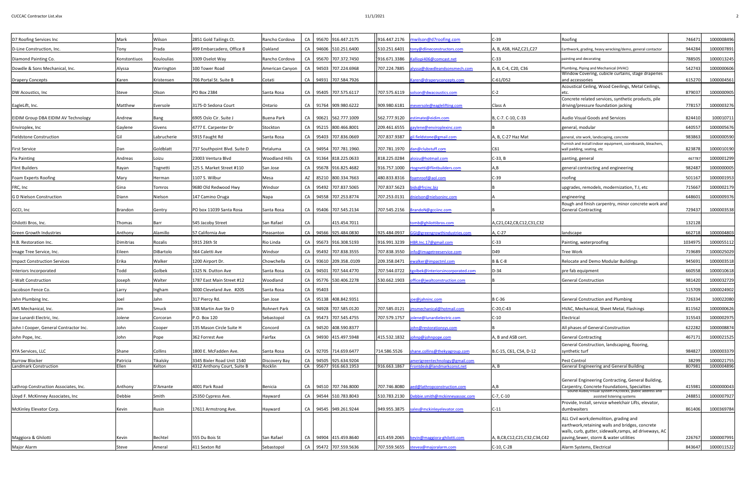| D7 Roofing Services Inc | Mark | Wilson | 2851 Gold Tailings Ct. | Rancho Cordova | CA | 95670 | 916.447.2175 | 916.447.2176 | mwilson@d7roofing.com | C-39 | Roofing | 746471 | 1000008496 |
|---|---|---|---|---|---|---|---|---|---|---|---|---|---|
| D-Line Construction, Inc. | Tony | Prada | 499 Embarcadero, Office 8 | Oakland | CA | 94606 | 510.251.6400 | 510.251.6401 | tony@dlineconstructors.com | A, B, ASB, HAZ,C21,C27 | Earthwork, grading, heavy wrecking/demo, general contactor | 944284 | 1000007891 |
| Diamond Painting Co. | Konstontiuos | Kouloulias | 3309 Oselot Way | Rancho Cordova | CA | 95670 | 707.372.7450 | 916.671.3386 | Kalliopi406@comcast.net | C-33 | painting and decorating | 788505 | 1000013245 |
| Dowdle & Sons Mechanical, Inc. | Alyssa | Warrington | 100 Tower Road | American Canyon | CA | 94503 | 707.224.6968 | 707.224.7885 | alyssa@dowdleandsonsmech.com | A, B, C-4, C20, C36 | Plumbing, Piping and Mechanical (HVAC) | 542743 | 1000000606 |
| Drapery Concepts | Karen | Kristensen | 706 Portal St. Suite B | Cotati | CA | 94931 | 707.584.7926 | | Karen@draperyconcepts.com | C-61/D52 | Window Covering, cubicle curtains, stage draperies and accessories | 615270 | 1000004561 |
| DW Acoustics, Inc | Steve | Olson | PO Box 2384 | Santa Rosa | CA | 95405 | 707.575.6117 | 707.575.6119 | solson@dwacoustics.com | C-2 | Acoustical Ceiling, Wood Ceeilings, Metal Ceilings, etc. | 879037 | 1000000905 |
| EagleLift, Inc. | Matthew | Eversole | 3175-D Sedona Court | Ontario | CA | 91764 | 909.980.6222 | 909.980.6181 | meversole@eaglelifting.com | Class A | Concrete related services, synthetic products, pile driving/pressure foundation jacking | 778157 | 1000003276 |
| EIDIM Group DBA EIDIM AV Technology | Andrew | Bang | 6905 Oslo Cir. Suite J | Buena Park | CA | 90621 | 562.777.1009 | 562.777.9120 | estimate@eidim.com | B, C-7. C-10, C-33 | Audio Visual Goods and Services | 824410 | 100010711 |
| Enviroplex, Inc | Gaylene | Givens | 4777 E. Carpenter Dr | Stockton | CA | 95215 | 800.466.8001 | 209.461.6555 | gaylene@enviroplexinc.com | B | general, modular | 640557 | 1000005676 |
| Fieldstone Construction | Gil | Labrucherie | 5915 Faught Rd | Santa Rosa | CA | 95403 | 707.836.0669 | 707.837.9387 | gil.fieldstone@gmail.com | A, B, C-27 Haz Mat | general, site work, landscaping, concrete | 983863 | 1000000590 |
| First Service | Dan | Goldblatt | 737 Southpoint Blvd. Suite D | Petaluma | CA | 94954 | 707.781.1960. | 707.781.1970 | dan@clubstuff.com | C61 | Furnish and install indoor equipment, scoreboards, bleachers, wall padding, seating, etc | 823878 | 1000010190 |
| Fix Painting | Andreas | Loizu | 23003 Ventura Blvd | Woodland Hills | CA | 91364 | 818.225.0633 | 818.225.0284 | aloizu@hotmail.com | C-33, B | panting, general | 467787 | 1000001299 |
| Flint Builders | Rayan | Tognetti | 125 S. Market Street #110 | San Jose | CA | 95678 | 916.825.4682 | 916.757.1000 | rtognetti@flintbuilders.com | A,B | general contracting and engineering | 982487 | 1000000005 |
| Foam Experts Roofing | Mary | Herman | 1107 S. Wilbur | Mesa | AZ | 85210 | 800.334.7663 | 480.833.8316 | foamroof@aol.com | C-39 | roofing | 501167 | 1000001953 |
| FRC, Inc | Gina | Tomros | 9680 Old Redwood Hwy | Windsor | CA | 95492 | 707.837.5065 | 707.837.5623 | bids@frcinc.biz | B | upgrades, remodels, modernization, T.I, etc | 715667 | 1000002179 |
| G D Nielson Construction | Diann | Nielson | 147 Camino Oruga | Napa | CA | 94558 | 707.253.8774 | 707.253.0131 | dnielson@nielsoninc.com | A | engineering | 648601 | 1000009376 |
| GCCI, Inc | Brandon | Gentry | PO box 11039 Santa Rosa | Santa Rosa | CA | 95406 | 707.545.2134 | 707.545.2156 | BrandoN@gcciinc.com | B | Rough and finish carpentry, minor concrete work and General Contracting | 729437 | 1000003538 |
| Ghilotti Bros, Inc. | Thomas | Barr | 545 Jacoby Street | San Rafael | CA | | 415.454.7011 | | tomb@ghilottibros.com | A,C21,C42,C8,C12,C31,C32 | | 132128 | |
| Green Growth Industries | Anthony | Alamillo | 57 California Ave | Pleasanton | CA | 94566 | 925.484.0830 | 925.484.0937 | GGI@greengrowthindustries.com | A, C-27 | landscape | 662718 | 1000004803 |
| H.B. Restoration Inc. | Dimitrias | Rozalis | 5915 26th St | Rio Linda | CA | 95673 | 916.308.5193 | 916.991.3239 | HBR.Inc.17@gmail.com | C-33 | Painting, waterproofing | 1034975 | 1000055112 |
| Image Tree Service, Inc. | Eileen | DiBartolo | 564 Caletti Ave | Windsor | CA | 95492 | 707.838.3555 | 707.838.3550 | info@imagetreeservice.com | D49 | Tree Work | 719689 | 1000025029 |
| Impact Construction Services | Erika | Walker | 1200 Airport Dr. | Chowchella | CA | 93610 | 209.358..0109 | 209.358.0471 | ewalker@impactml.com | B & C-8 | Relocate and Demo Modular Buildings | 945691 | 1000003518 |
| Interiors Incorporated | Todd | Golbek | 1325 N. Dutton Ave | Santa Rosa | CA | 94501 | 707.544.4770 | 707.544.0722 | tgolbek@interiorsincorporated.com | D-34 | pre fab equipment | 660558 | 1000010618 |
| J-Walt Construction | Joseph | Walter | 1787 East Main Street #12 | Woodland | CA | 95776 | 530.406.2278 | 530.662.1903 | office@jwaltconstruction.com | B | General Construction | 981420 | 1000032729 |
| Jacobson Fence Co. | Larry | Ingham | 3000 Cleveland Ave. #205 | Santa Rosa | CA | 95403 | | | | | | 515709 | 1000024902 |
| Jahn Plumbing Inc. | Joel | Jahn | 317 Piercy Rd. | San Jose | CA | 95138 | 408.842.9351 | | joe@jahninc.com | B C-36 | General Construction and Plumbing | 726334 | 100022080 |
| JMS Mechanical, Inc. | Jim | Smuck | 538 Martin Ave Ste D | Rohnert Park | CA | 94928 | 707.585.0120 | 707.585.0121 | jmsmechanical@hotmail.com | C-20,C-43 | HVAC, Mechanical, Sheet Metal, Flashings | 811562 | 1000000626 |
| Joe Lunardi Electric, Inc. | Jolene | Corcoran | P.O. Box 120 | Sebastopol | CA | 95473 | 707.545.4755 | 707.579.1757 | jolene@lunardielectric.com | C-10 | Electrical | 315543 | 1000002975 |
| John I Cooper, General Contractor Inc. | John | Cooper | 135 Mason Circle Suite H | Concord | CA | 94520 | 408.590.8377 | | john@restorationsys.com | B | All phases of General Construction | 622282 | 1000008874 |
| John Pope, Inc. | John | Pope | 362 Forrest Ave | Fairfax | CA | 94930 | 415.497.5948 | 415.532.1832 | johnp@johnpope.com | A, B and ASB cert. | General Contracting | 467171 | 1000021525 |
| KYA Services, LLC | Shane | Collins | 1800 E. McFadden Ave. | Santa Rosa | CA | 92705 | 714.659.6477 | 714.586.5526 | shane.collins@thekyagroup.com | B.C-15, C61, C54, D-12 | General Construction, landscaping, flooring, synthetic turf | 984827 | 1000003379 |
| Burrow Blocker | Patricia | Tikalsky | 3345 Bixler Road Unit 1540 | Discovery Bay | CA | 94505 | 925.634.9204 | | amerigreentechnology@gmail.com | | Pest Control | 38299 | 1000021755 |
| Landmark Construction | Ellen | Kelton | 4312 Anthony Court, Suite B | Rocklin | CA | 95677 | 916.663.1953 | 916.663.1867 | Frontdesk@landmarkconst.net | A, B | General Engineering and General Building | 807981 | 1000004896 |
| Lathrop Construction Associates, Inc. | Anthony | D'Amante | 4001 Park Road | Benicia | CA | 94510 | 707.746.8000 | 707.746.8080 | aed@lathropconstruction.com | A,B | General Engineering Contracting, General Building, Carpentry, Concrete Foundations, Specialties | 415981 | 1000000043 |
| Lloyd F. McKinney Associates, Inc | Debbie | Smith | 25350 Cypress Ave. | Hayward | CA | 94544 | 510.783.8043 | 510.783.2130 | Debbie.smith@mckinneyassoc.com | C-7, C-10 | Sound Audio/Visual System PA/clocks, public address and assisted listening systems | 248851 | 1000007927 |
| McKinley Elevator Corp. | Kevin | Rusin | 17611 Armstrong Ave. | Hayward | CA | 94545 | 949.261.9244 | 949.955.3875 | sales@mckinleyelevator.com | C-11 | Provide, Install, service wheelchair Lifts, elevator, dumbwaiters | 861406 | 1000369784 |
| Maggiora & Ghilotti | Kevin | Bechtel | 555 Du Bois St | San Rafael | CA | 94904 | 415.459.8640 | 415.459.2065 | kevin@maggiora-ghilotti.com | A, B,C8,C12,C21,C32,C34,C42 | ALL Civil work;demolition, grading and earthwrock,retaining walls and bridges, concrete walls, curb, gutter, sidewalk,ramps, ad driveways, AC paving,Sewer, storm & water utilities | 226767 | 1000007991 |
| Major Alarm | Steve | Ameral | 411 Sexton Rd | Sebastopol | CA | 95472 | 707.559.5636 | 707.559.5655 | stevea@majoralarm.com | C-10, C-28 | Alarm Systems, Electrical | 843647 | 1000011522 |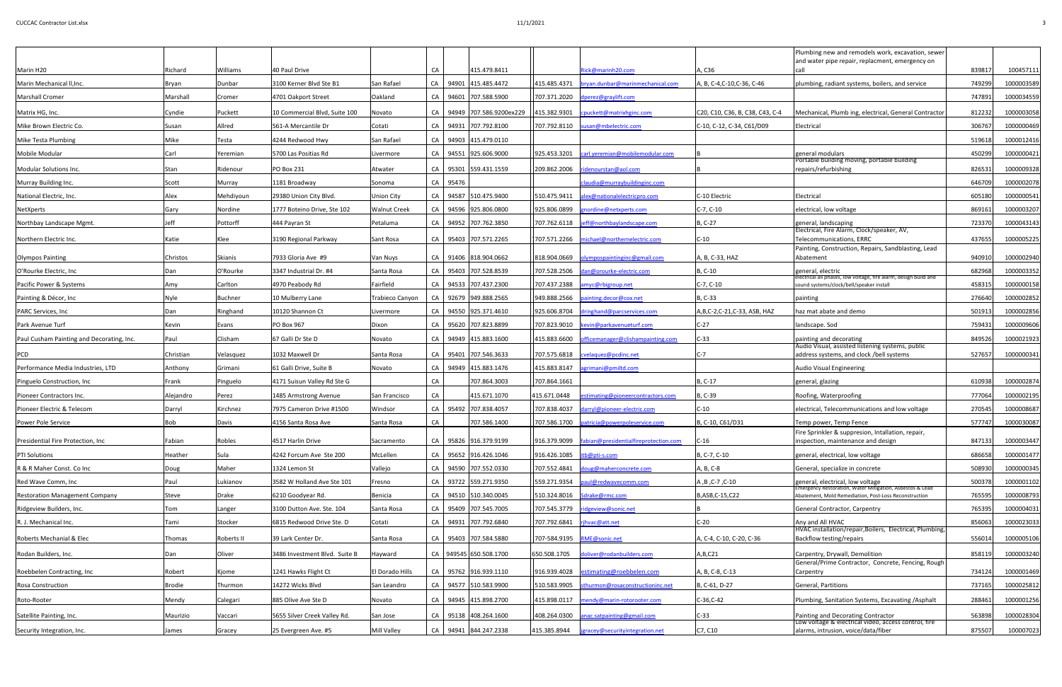| | | | | | | | | | | | | | |
|---|---|---|---|---|---|---|---|---|---|---|---|---|---|
| Marin H20 | Richard | Williams | 40 Paul Drive | | CA | | 415.479.8411 | | Rick@marinh20.com | A, C36 | Plumbing new and remodels work, excavation, sewer and water pipe repair, replacment, emergency on call | 839817 | 100457111 |
| Marin Mechanical ll,Inc. | Bryan | Dunbar | 3100 Kerner Blvd Ste B1 | San Rafael | CA | 94901 | 415.485.4472 | 415.485.4371 | bryan.dunbar@marinmechanical.com | A, B, C-4,C-10,C-36, C-46 | plumbing, radiant systems, boilers, and service | 749299 | 1000003589 |
| Marshall Cromer | Marshall | Cromer | 4701 Oakport Street | Oakland | CA | 94601 | 707.588.5900 | 707.371.2020 | dperez@graylift.com | | | 747891 | 1000034559 |
| Matrix HG, Inc. | Cyndie | Puckett | 10 Commercial Blvd, Suite 100 | Novato | CA | 94949 | 707.586.9200ex229 | 415.382.9301 | cpuckett@matrixhginc.com | C20, C10, C36, B, C38, C43, C-4 | Mechanical, Plumb ing, electrical, General Contractor | 812232 | 1000003058 |
| Mike Brown Electric Co. | Susan | Allred | 561-A Mercantile Dr | Cotati | CA | 94931 | 707.792.8100 | 707.792.8110 | susan@mbelectric.com | C-10, C-12, C-34, C61/D09 | Electrical | 306767 | 1000000469 |
| Mike Testa Plumbing | Mike | Testa | 4244 Redwood Hwy | San Rafael | CA | 94903 | 415.479.0110 | | | | | 519618 | 1000012416 |
| Mobile Modular | Carl | Yeremian | 5700 Las Positias Rd | Livermore | CA | 94551 | 925.606.9000 | 925.453.3201 | carl.yeremian@mobilemodular.com | B | general modulars | 450299 | 1000000421 |
| Modular Solutions Inc. | Stan | Ridenour | PO Box 231 | Atwater | CA | 95301 | 559.431.1559 | 209.862.2006 | ridenourstan@aol.com | B | Portable building moving, portable building repairs/refurbishing | 826531 | 1000009328 |
| Murray Building Inc. | Scott | Murray | 1181 Broadway | Sonoma | CA | 95476 | | | claudia@murraybuildinginc.com | | | 646709 | 1000002078 |
| National Electric, Inc. | Alex | Mehdiyoun | 29380 Union City Blvd. | Union City | CA | 94587 | 510.475.9400 | 510.475.9411 | alex@nationalelectricpro.com | C-10 Electric | Electrical | 605180 | 1000000541 |
| NetXperts | Gary | Nordine | 1777 Boteino Drive, Ste 102 | Walnut Creek | CA | 94596 | 925.806.0800 | 925.806.0899 | gnordine@netxperts.com | C-7, C-10 | electrical, low voltage | 869161 | 1000003207 |
| Northbay Landscape Mgmt. | Jeff | Pottorff | 444 Payran St | Petaluma | CA | 94952 | 707.762.3850 | 707.762.6118 | jeff@northbaylandscape.com | B, C-27 | general, landscaping | 723370 | 1000043143 |
| Northern Electric Inc. | Katie | Klee | 3190 Regional Parkway | Sant Rosa | CA | 95403 | 707.571.2265 | 707.571.2266 | michael@northernelectric.com | C-10 | Electrical, Fire Alarm, Clock/speaker, AV, Telecommunications, ERRC | 437655 | 1000005225 |
| Olympos Painting | Christos | Skianis | 7933 Gloria Ave #9 | Van Nuys | CA | 91406 | 818.904.0662 | 818.904.0669 | olympospaintinginc@gmail.com | A, B, C-33, HAZ | Painting, Construction, Repairs, Sandblasting, Lead Abatement | 940910 | 1000002940 |
| O'Rourke Electric, Inc | Dan | O'Rourke | 3347 Industrial Dr. #4 | Santa Rosa | CA | 95403 | 707.528.8539 | 707.528.2506 | dan@orourke-electric.com | B, C-10 | general, electric | 682968 | 1000003352 |
| Pacific Power & Systems | Amy | Carlton | 4970 Peabody Rd | Fairfield | CA | 94533 | 707.437.2300 | 707.437.2388 | amyc@rbigroup.net | C-7, C-10 | electrical all phases, low voltage, fire alarm, design build and sound systems/clock/bell/speaker install | 458315 | 1000000158 |
| Painting & Décor, Inc | Nyle | Buchner | 10 Mulberry Lane | Trabieco Canyon | CA | 92679 | 949.888.2565 | 949.888.2566 | painting.decor@cox.net | B, C-33 | painting | 276640 | 1000002852 |
| PARC Services, Inc | Dan | Ringhand | 10120 Shannon Ct | Livermore | CA | 94550 | 925.371.4610 | 925.606.8704 | dringhand@parcservices.com | A,B,C-2,C-21,C-33, ASB, HAZ | haz mat abate and demo | 501913 | 1000002856 |
| Park Avenue Turf | Kevin | Evans | PO Box 967 | Dixon | CA | 95620 | 707.823.8899 | 707.823.9010 | kevin@parkavenueturf.com | C-27 | landscape. Sod | 759431 | 1000009606 |
| Paul Cusham Painting and Decorating, Inc. | Paul | Clisham | 67 Galli Dr Ste D | Novato | CA | 94949 | 415.883.1600 | 415.883.6600 | officemanager@clishampainting.com | C-33 | painting and decorating | 849526 | 1000021923 |
| PCD | Christian | Velasquez | 1032 Maxwell Dr | Santa Rosa | CA | 95401 | 707.546.3633 | 707.575.6818 | cvelaquez@pcdinc.net | C-7 | Audio Visual, assisted listening systems, public address systems, and clock /bell systems | 527657 | 1000000341 |
| Performance Media Industries, LTD | Anthony | Grimani | 61 Galli Drive, Suite B | Novato | CA | 94949 | 415.883.1476 | 415.883.8147 | agrimani@pmiltd.com | | Audio Visual Engineering | | |
| Pinguelo Construction, Inc | Frank | Pinguelo | 4171 Suisun Valley Rd Ste G | | CA | | 707.864.3003 | 707.864.1661 | | B, C-17 | general, glazing | 610938 | 1000002874 |
| Pioneer Contractors Inc. | Alejandro | Perez | 1485 Armstrong Avenue | San Francisco | CA | | 415.671.1070 | 415.671.0448 | estimating@pioneercontractors.com | B, C-39 | Roofing, Waterproofing | 777064 | 1000002195 |
| Pioneer Electric & Telecom | Darryl | Kirchnez | 7975 Cameron Drive #1500 | Windsor | CA | 95492 | 707.838.4057 | 707.838.4037 | darryl@pioneer-electric.com | C-10 | electrical, Telecommunications and low voltage | 270545 | 1000008687 |
| Power Pole Service | Bob | Davis | 4156 Santa Rosa Ave | Santa Rosa | CA | | 707.586.1400 | 707.586.1700 | patricia@powerpoleservice.com | B, C-10, C61/D31 | Temp power, Temp Fence | 577747 | 1000030087 |
| Presidential Fire Protection, Inc | Fabian | Robles | 4517 Harlin Drive | Sacramento | CA | 95826 | 916.379.9199 | 916.379.9099 | fabian@presidentialfireprotection.com | C-16 | Fire Sprinkler & suppresion, Intallation, repair, inspection, maintenance and design | 847133 | 1000003447 |
| PTI Solutions | Heather | Sula | 4242 Forcum Ave Ste 200 | McLellen | CA | 95652 | 916.426.1046 | 916.426.1085 | itb@pti-s.com | B, C-7, C-10 | general, electrical, low voltage | 686658 | 1000001477 |
| R & R Maher Const. Co Inc | Doug | Maher | 1324 Lemon St | Vallejo | CA | 94590 | 707.552.0330 | 707.552.4841 | doug@maherconcrete.com | A, B, C-8 | General, specialize in concrete | 508930 | 1000000345 |
| Red Wave Comm, Inc | Paul | Lukianov | 3582 W Holland Ave Ste 101 | Fresno | CA | 93722 | 559.271.9350 | 559.271.9354 | paul@redwavecomm.com | A ,B ,C-7 ,C-10 | general, electrical, low voltage | 500378 | 1000001102 |
| Restoration Management Company | Steve | Drake | 6210 Goodyear Rd. | Benicia | CA | 94510 | 510.340.0045 | 510.324.8016 | Sdrake@rmc.com | B,ASB,C-15,C22 | Emergency Restoration, Water Mitigation, Asbestos & Lead Abatement, Mold Remediation, Post-Loss Reconstruction | 765595 | 1000008793 |
| Ridgeview Builders, Inc. | Tom | Langer | 3100 Dutton Ave. Ste. 104 | Santa Rosa | CA | 95409 | 707.545.7005 | 707.545.3779 | ridgeview@sonic.net | B | General Contractor, Carpentry | 765395 | 1000004031 |
| R. J. Mechanical Inc. | Tami | Stocker | 6815 Redwood Drive Ste. D | Cotati | CA | 94931 | 707.792.6840 | 707.792.6841 | rjhvac@att.net | C-20 | Any and All HVAC | 856063 | 1000023033 |
| Roberts Mechanial & Elec | Thomas | Roberts II | 39 Lark Center Dr. | Santa Rosa | CA | 95403 | 707.584.5880 | 707-584.9195 | RME@sonic.net | A, C-4, C-10, C-20, C-36 | HVAC installation/repair,Boilers, Electrical, Plumbing, Backflow testing/repairs | 556014 | 1000005106 |
| Rodan Builders, Inc. | Dan | Oliver | 3486 Investment Blvd. Suite B | Hayward | CA | 949545 | 650.508.1700 | 650.508.1705 | doliver@rodanbuilders.com | A,B,C21 | Carpentry, Drywall, Demolition | 858119 | 1000003240 |
| Roebbelen Contracting, Inc | Robert | Kjome | 1241 Hawks Flight Ct | El Dorado Hills | CA | 95762 | 916.939.1110 | 916.939.4028 | estimating@roebbelen.com | A, B, C-8, C-13 | General/Prime Contractor, Concrete, Fencing, Rough Carpentry | 734124 | 1000001469 |
| Rosa Construction | Brodie | Thurmon | 14272 Wicks Blvd | San Leandro | CA | 94577 | 510.583.9900 | 510.583.9905 | sthurmon@rosaconstructioninc.net | B, C-61, D-27 | General, Partitions | 737165 | 1000025812 |
| Roto-Rooter | Mendy | Calegari | 885 Olive Ave Ste D | Novato | CA | 94945 | 415.898.2700 | 415.898.0117 | mendy@marin-rotorooter.com | C-36,C-42 | Plumbing, Sanitation Systems, Excavating /Asphalt | 288461 | 1000001256 |
| Satellite Painting, Inc. | Maurizio | Vaccari | 5655 Silver Creek Valley Rd. | San Jose | CA | 95138 | 408.264.1600 | 408.264.0300 | anac.satpainting@gmail.com | C-33 | Painting and Decorating Contractor | 563898 | 1000028304 |
| Security Integration, Inc. | James | Gracey | 25 Evergreen Ave. #5 | Mill Valley | CA | 94941 | 844.247.2338 | 415.385.8944 | jgracey@securityintegration.net | C7, C10 | Low voltage & electrical video, access control, fire alarms, intrusion, voice/data/fiber | 875507 | 100007023 |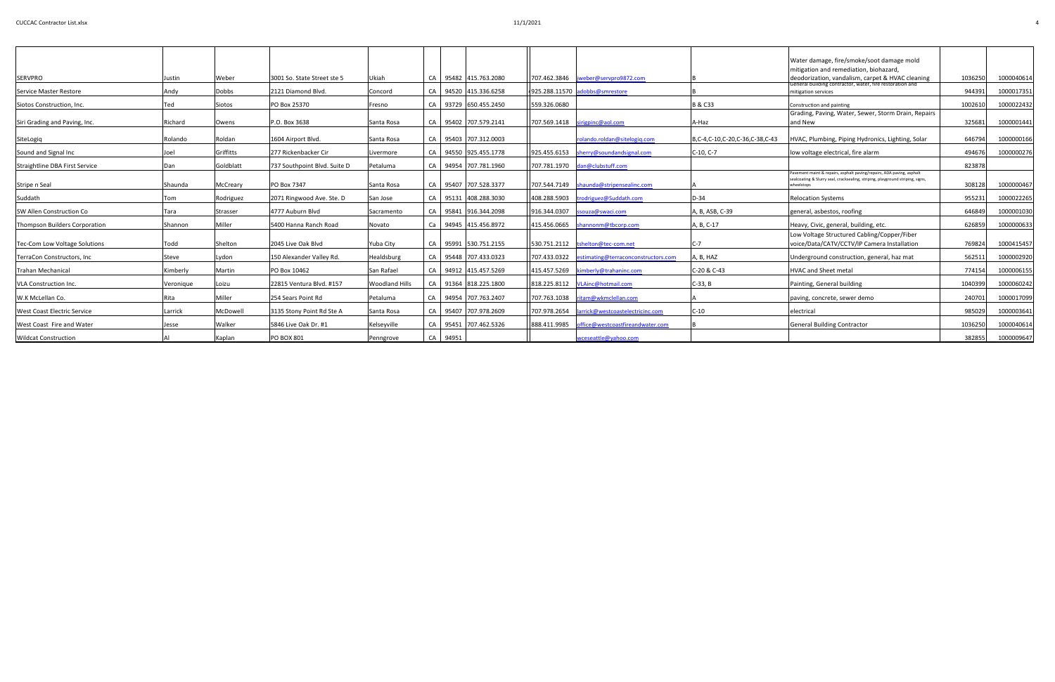| | | | | | | | | | | | | | |
|---|---|---|---|---|---|---|---|---|---|---|---|---|---|
| SERVPRO | Justin | Weber | 3001 So. State Street ste 5 | Ukiah | CA | 95482 | 415.763.2080 | 707.462.3846 | jweber@servpro9872.com | B | Water damage, fire/smoke/soot damage mold mitigation and remediation, biohazard, deodorization, vandalism, carpet & HVAC cleaning | 1036250 | 1000040614 |
| Service Master Restore | Andy | Dobbs | 2121 Diamond Blvd. | Concord | CA | 94520 | 415.336.6258 | 925.288.11570 | adobbs@smrestore | B | General building contractor, water, fire restoration and mitigation services | 944391 | 1000017351 |
| Siotos Construction, Inc. | Ted | Siotos | PO Box 25370 | Fresno | CA | 93729 | 650.455.2450 | 559.326.0680 | | B & C33 | Construction and painting | 1002610 | 1000022432 |
| Siri Grading and Paving, Inc. | Richard | Owens | P.O. Box 3638 | Santa Rosa | CA | 95402 | 707.579.2141 | 707.569.1418 | sirigpinc@aol.com | A-Haz | Grading, Paving, Water, Sewer, Storm Drain, Repairs and New | 325681 | 1000001441 |
| SiteLogiq | Rolando | Roldan | 1604 Airport Blvd. | Santa Rosa | CA | 95403 | 707.312.0003 | | rolando.roldan@sitelogiq.com | B,C-4,C-10,C-20,C-36,C-38,C-43 | HVAC, Plumbing, Piping Hydronics, Lighting, Solar | 646794 | 1000000166 |
| Sound and Signal Inc | Joel | Griffitts | 277 Rickenbacker Cir | Livermore | CA | 94550 | 925.455.1778 | 925.455.6153 | sherry@soundandsignal.com | C-10, C-7 | low voltage electrical, fire alarm | 494676 | 1000000276 |
| Straightline DBA First Service | Dan | Goldblatt | 737 Southpoint Blvd. Suite D | Petaluma | CA | 94954 | 707.781.1960 | 707.781.1970 | dan@clubstuff.com | | | 823878 | |
| Stripe n Seal | Shaunda | McCreary | PO Box 7347 | Santa Rosa | CA | 95407 | 707.528.3377 | 707.544.7149 | shaunda@stripensealinc.com | A | Pavement maint & repairs, asphalt paving/repairs, ADA paving, asphalt sealcoating & Slurry seal, cracksealing, striping, playground striping, signs, wheelstops | 308128 | 1000000467 |
| Suddath | Tom | Rodriguez | 2071 Ringwood Ave. Ste. D | San Jose | CA | 95131 | 408.288.3030 | 408.288.5903 | trodriguez@Suddath.com | D-34 | Relocation Systems | 955231 | 1000022265 |
| SW Allen Construction Co | Tara | Strasser | 4777 Auburn Blvd | Sacramento | CA | 95841 | 916.344.2098 | 916.344.0307 | ssouza@swaci.com | A, B, ASB, C-39 | general, asbestos, roofing | 646849 | 1000001030 |
| Thompson Builders Corporation | Shannon | Miller | 5400 Hanna Ranch Road | Novato | Ca | 94945 | 415.456.8972 | 415.456.0665 | shannonm@tbcorp.com | A, B, C-17 | Heavy, Civic, general, building, etc. | 626859 | 1000000633 |
| Tec-Com Low Voltage Solutions | Todd | Shelton | 2045 Live Oak Blvd | Yuba City | CA | 95991 | 530.751.2155 | 530.751.2112 | tshelton@tec-com.net | C-7 | Low Voltage Structured Cabling/Copper/Fiber voice/Data/CATV/CCTV/IP Camera Installation | 769824 | 1000415457 |
| TerraCon Constructors, Inc | Steve | Lydon | 150 Alexander Valley Rd. | Healdsburg | CA | 95448 | 707.433.0323 | 707.433.0322 | estimating@terraconconstructors.com | A, B, HAZ | Underground construction, general, haz mat | 562511 | 1000002920 |
| Trahan Mechanical | Kimberly | Martin | PO Box 10462 | San Rafael | CA | 94912 | 415.457.5269 | 415.457.5269 | kimberly@trahaninc.com | C-20 & C-43 | HVAC and Sheet metal | 774154 | 1000006155 |
| VLA Construction Inc. | Veronique | Loizu | 22815 Ventura Blvd. #157 | Woodland Hills | CA | 91364 | 818.225.1800 | 818.225.8112 | VLAinc@hotmail.com | C-33, B | Painting, General building | 1040399 | 1000060242 |
| W.K McLellan Co. | Rita | Miller | 254 Sears Point Rd | Petaluma | CA | 94954 | 707.763.2407 | 707.763.1038 | ritam@wkmclellan.com | A | paving, concrete, sewer demo | 240701 | 1000017099 |
| West Coast Electric Service | Larrick | McDowell | 3135 Stony Point Rd Ste A | Santa Rosa | CA | 95407 | 707.978.2609 | 707.978.2654 | larrick@westcoastelectricinc.com | C-10 | electrical | 985029 | 1000003641 |
| West Coast Fire and Water | Jesse | Walker | 5846 Live Oak Dr. #1 | Kelseyville | CA | 95451 | 707.462.5326 | 888.411.9985 | office@westcoastfireandwater.com | B | General Building Contractor | 1036250 | 1000040614 |
| Wildcat Construction | Al | Kaplan | PO BOX 801 | Penngrove | CA | 94951 | | | wceseattle@yahoo.com | | | 382855 | 1000009647 |